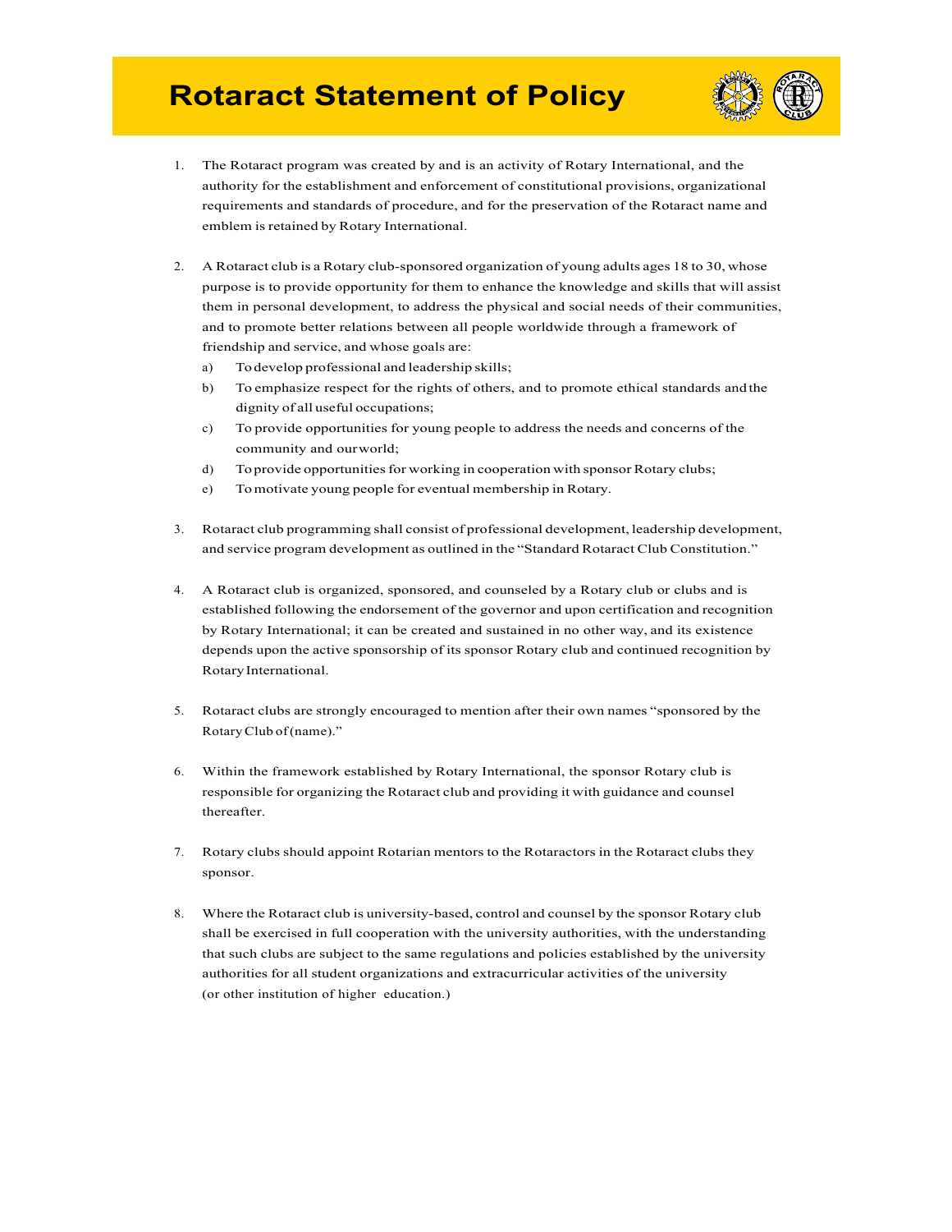# Rotaract Statement of Policy

1. The Rotaract program was created by and is an activity of Rotary International, and the authority for the establishment and enforcement of constitutional provisions, organizational requirements and standards of procedure, and for the preservation of the Rotaract name and emblem is retained by Rotary International.

2. A Rotaract club is a Rotary club-sponsored organization of young adults ages 18 to 30, whose purpose is to provide opportunity for them to enhance the knowledge and skills that will assist them in personal development, to address the physical and social needs of their communities, and to promote better relations between all people worldwide through a framework of friendship and service, and whose goals are:
   a) To develop professional and leadership skills;
   b) To emphasize respect for the rights of others, and to promote ethical standards and the dignity of all useful occupations;
   c) To provide opportunities for young people to address the needs and concerns of the community and our world;
   d) To provide opportunities for working in cooperation with sponsor Rotary clubs;
   e) To motivate young people for eventual membership in Rotary.

3. Rotaract club programming shall consist of professional development, leadership development, and service program development as outlined in the "Standard Rotaract Club Constitution."

4. A Rotaract club is organized, sponsored, and counseled by a Rotary club or clubs and is established following the endorsement of the governor and upon certification and recognition by Rotary International; it can be created and sustained in no other way, and its existence depends upon the active sponsorship of its sponsor Rotary club and continued recognition by Rotary International.

5. Rotaract clubs are strongly encouraged to mention after their own names "sponsored by the Rotary Club of (name)."

6. Within the framework established by Rotary International, the sponsor Rotary club is responsible for organizing the Rotaract club and providing it with guidance and counsel thereafter.

7. Rotary clubs should appoint Rotarian mentors to the Rotaractors in the Rotaract clubs they sponsor.

8. Where the Rotaract club is university-based, control and counsel by the sponsor Rotary club shall be exercised in full cooperation with the university authorities, with the understanding that such clubs are subject to the same regulations and policies established by the university authorities for all student organizations and extracurricular activities of the university (or other institution of higher education.)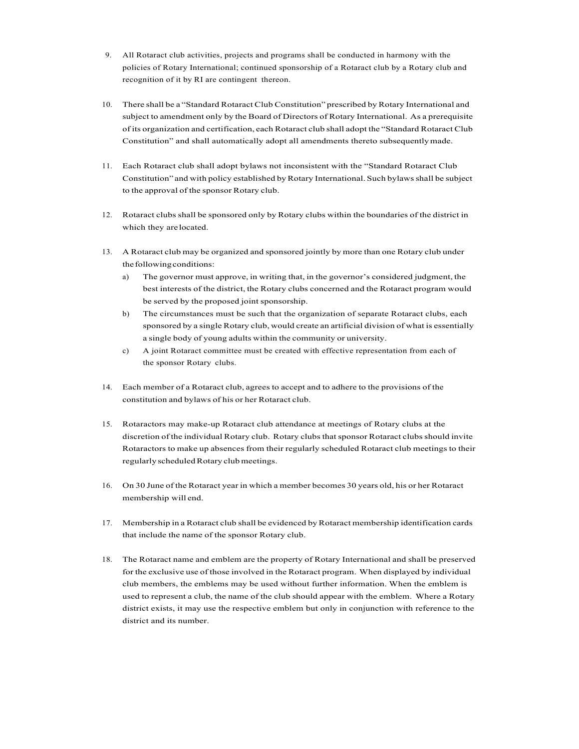9. All Rotaract club activities, projects and programs shall be conducted in harmony with the policies of Rotary International; continued sponsorship of a Rotaract club by a Rotary club and recognition of it by RI are contingent thereon.

10. There shall be a "Standard Rotaract Club Constitution" prescribed by Rotary International and subject to amendment only by the Board of Directors of Rotary International. As a prerequisite of its organization and certification, each Rotaract club shall adopt the "Standard Rotaract Club Constitution" and shall automatically adopt all amendments thereto subsequently made.

11. Each Rotaract club shall adopt bylaws not inconsistent with the "Standard Rotaract Club Constitution" and with policy established by Rotary International. Such bylaws shall be subject to the approval of the sponsor Rotary club.

12. Rotaract clubs shall be sponsored only by Rotary clubs within the boundaries of the district in which they are located.

13. A Rotaract club may be organized and sponsored jointly by more than one Rotary club under the following conditions:
    a) The governor must approve, in writing that, in the governor's considered judgment, the best interests of the district, the Rotary clubs concerned and the Rotaract program would be served by the proposed joint sponsorship.
    b) The circumstances must be such that the organization of separate Rotaract clubs, each sponsored by a single Rotary club, would create an artificial division of what is essentially a single body of young adults within the community or university.
    c) A joint Rotaract committee must be created with effective representation from each of the sponsor Rotary clubs.

14. Each member of a Rotaract club, agrees to accept and to adhere to the provisions of the constitution and bylaws of his or her Rotaract club.

15. Rotaractors may make-up Rotaract club attendance at meetings of Rotary clubs at the discretion of the individual Rotary club. Rotary clubs that sponsor Rotaract clubs should invite Rotaractors to make up absences from their regularly scheduled Rotaract club meetings to their regularly scheduled Rotary club meetings.

16. On 30 June of the Rotaract year in which a member becomes 30 years old, his or her Rotaract membership will end.

17. Membership in a Rotaract club shall be evidenced by Rotaract membership identification cards that include the name of the sponsor Rotary club.

18. The Rotaract name and emblem are the property of Rotary International and shall be preserved for the exclusive use of those involved in the Rotaract program. When displayed by individual club members, the emblems may be used without further information. When the emblem is used to represent a club, the name of the club should appear with the emblem. Where a Rotary district exists, it may use the respective emblem but only in conjunction with reference to the district and its number.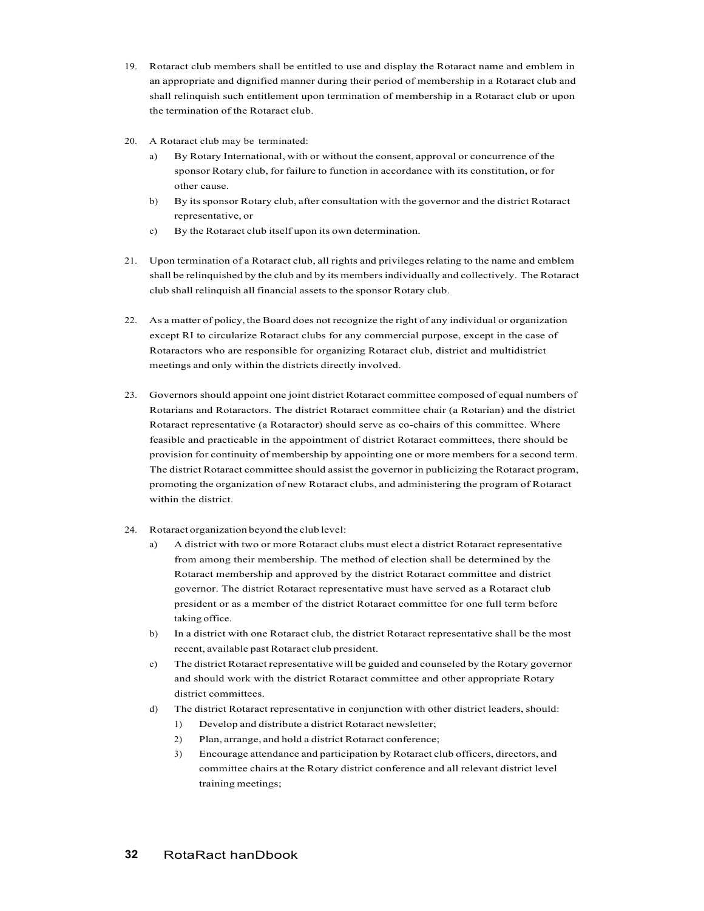19. Rotaract club members shall be entitled to use and display the Rotaract name and emblem in an appropriate and dignified manner during their period of membership in a Rotaract club and shall relinquish such entitlement upon termination of membership in a Rotaract club or upon the termination of the Rotaract club.

20. A Rotaract club may be terminated:
    a) By Rotary International, with or without the consent, approval or concurrence of the sponsor Rotary club, for failure to function in accordance with its constitution, or for other cause.
    b) By its sponsor Rotary club, after consultation with the governor and the district Rotaract representative, or
    c) By the Rotaract club itself upon its own determination.

21. Upon termination of a Rotaract club, all rights and privileges relating to the name and emblem shall be relinquished by the club and by its members individually and collectively. The Rotaract club shall relinquish all financial assets to the sponsor Rotary club.

22. As a matter of policy, the Board does not recognize the right of any individual or organization except RI to circularize Rotaract clubs for any commercial purpose, except in the case of Rotaractors who are responsible for organizing Rotaract club, district and multidistrict meetings and only within the districts directly involved.

23. Governors should appoint one joint district Rotaract committee composed of equal numbers of Rotarians and Rotaractors. The district Rotaract committee chair (a Rotarian) and the district Rotaract representative (a Rotaractor) should serve as co-chairs of this committee. Where feasible and practicable in the appointment of district Rotaract committees, there should be provision for continuity of membership by appointing one or more members for a second term. The district Rotaract committee should assist the governor in publicizing the Rotaract program, promoting the organization of new Rotaract clubs, and administering the program of Rotaract within the district.

24. Rotaract organization beyond the club level:
    a) A district with two or more Rotaract clubs must elect a district Rotaract representative from among their membership. The method of election shall be determined by the Rotaract membership and approved by the district Rotaract committee and district governor. The district Rotaract representative must have served as a Rotaract club president or as a member of the district Rotaract committee for one full term before taking office.
    b) In a district with one Rotaract club, the district Rotaract representative shall be the most recent, available past Rotaract club president.
    c) The district Rotaract representative will be guided and counseled by the Rotary governor and should work with the district Rotaract committee and other appropriate Rotary district committees.
    d) The district Rotaract representative in conjunction with other district leaders, should:
        1) Develop and distribute a district Rotaract newsletter;
        2) Plan, arrange, and hold a district Rotaract conference;
        3) Encourage attendance and participation by Rotaract club officers, directors, and committee chairs at the Rotary district conference and all relevant district level training meetings;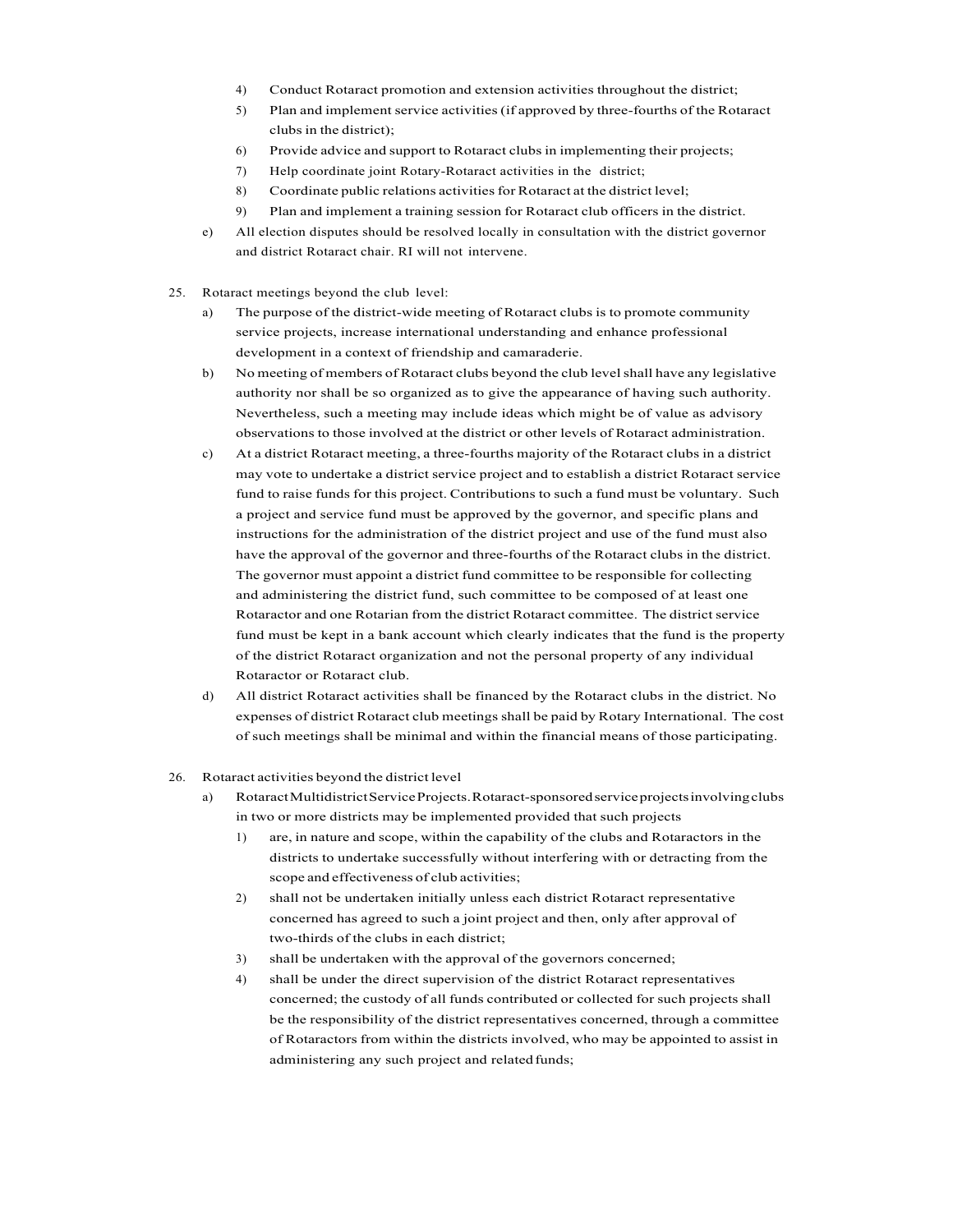4) Conduct Rotaract promotion and extension activities throughout the district;
5) Plan and implement service activities (if approved by three-fourths of the Rotaract clubs in the district);
6) Provide advice and support to Rotaract clubs in implementing their projects;
7) Help coordinate joint Rotary-Rotaract activities in the district;
8) Coordinate public relations activities for Rotaract at the district level;
9) Plan and implement a training session for Rotaract club officers in the district.

e) All election disputes should be resolved locally in consultation with the district governor and district Rotaract chair. RI will not intervene.

25. Rotaract meetings beyond the club level:

a) The purpose of the district-wide meeting of Rotaract clubs is to promote community service projects, increase international understanding and enhance professional development in a context of friendship and camaraderie.

b) No meeting of members of Rotaract clubs beyond the club level shall have any legislative authority nor shall be so organized as to give the appearance of having such authority. Nevertheless, such a meeting may include ideas which might be of value as advisory observations to those involved at the district or other levels of Rotaract administration.

c) At a district Rotaract meeting, a three-fourths majority of the Rotaract clubs in a district may vote to undertake a district service project and to establish a district Rotaract service fund to raise funds for this project. Contributions to such a fund must be voluntary. Such a project and service fund must be approved by the governor, and specific plans and instructions for the administration of the district project and use of the fund must also have the approval of the governor and three-fourths of the Rotaract clubs in the district. The governor must appoint a district fund committee to be responsible for collecting and administering the district fund, such committee to be composed of at least one Rotaractor and one Rotarian from the district Rotaract committee. The district service fund must be kept in a bank account which clearly indicates that the fund is the property of the district Rotaract organization and not the personal property of any individual Rotaractor or Rotaract club.

d) All district Rotaract activities shall be financed by the Rotaract clubs in the district. No expenses of district Rotaract club meetings shall be paid by Rotary International. The cost of such meetings shall be minimal and within the financial means of those participating.

26. Rotaract activities beyond the district level

a) Rotaract Multidistrict Service Projects. Rotaract-sponsored service projects involving clubs in two or more districts may be implemented provided that such projects

1) are, in nature and scope, within the capability of the clubs and Rotaractors in the districts to undertake successfully without interfering with or detracting from the scope and effectiveness of club activities;
2) shall not be undertaken initially unless each district Rotaract representative concerned has agreed to such a joint project and then, only after approval of two-thirds of the clubs in each district;
3) shall be undertaken with the approval of the governors concerned;
4) shall be under the direct supervision of the district Rotaract representatives concerned; the custody of all funds contributed or collected for such projects shall be the responsibility of the district representatives concerned, through a committee of Rotaractors from within the districts involved, who may be appointed to assist in administering any such project and related funds;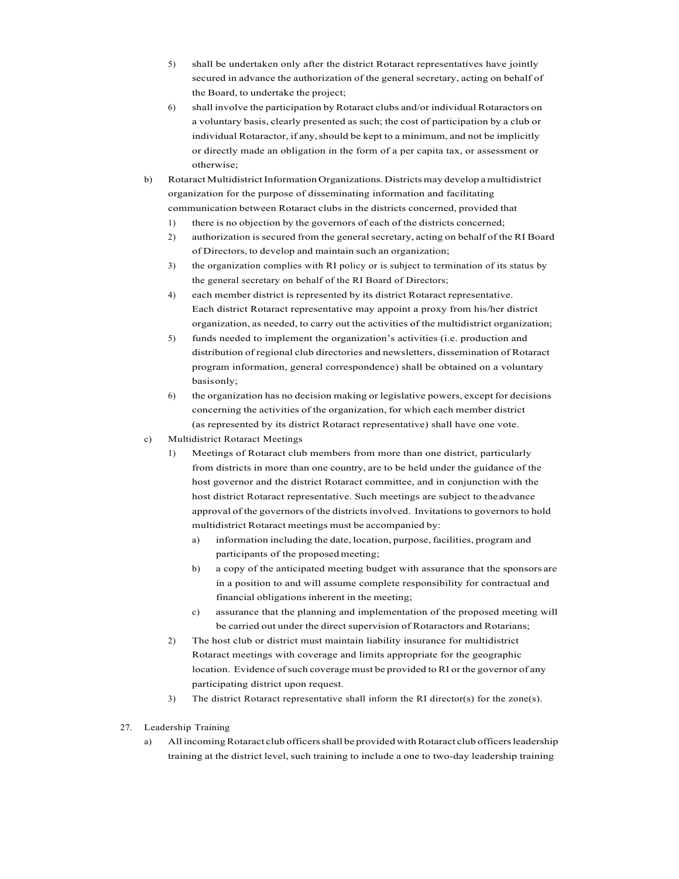5) shall be undertaken only after the district Rotaract representatives have jointly secured in advance the authorization of the general secretary, acting on behalf of the Board, to undertake the project;

6) shall involve the participation by Rotaract clubs and/or individual Rotaractors on a voluntary basis, clearly presented as such; the cost of participation by a club or individual Rotaractor, if any, should be kept to a minimum, and not be implicitly or directly made an obligation in the form of a per capita tax, or assessment or otherwise;

b) Rotaract Multidistrict Information Organizations. Districts may develop a multidistrict organization for the purpose of disseminating information and facilitating communication between Rotaract clubs in the districts concerned, provided that

1) there is no objection by the governors of each of the districts concerned;
2) authorization is secured from the general secretary, acting on behalf of the RI Board of Directors, to develop and maintain such an organization;
3) the organization complies with RI policy or is subject to termination of its status by the general secretary on behalf of the RI Board of Directors;
4) each member district is represented by its district Rotaract representative. Each district Rotaract representative may appoint a proxy from his/her district organization, as needed, to carry out the activities of the multidistrict organization;
5) funds needed to implement the organization's activities (i.e. production and distribution of regional club directories and newsletters, dissemination of Rotaract program information, general correspondence) shall be obtained on a voluntary basis only;
6) the organization has no decision making or legislative powers, except for decisions concerning the activities of the organization, for which each member district (as represented by its district Rotaract representative) shall have one vote.

c) Multidistrict Rotaract Meetings

1) Meetings of Rotaract club members from more than one district, particularly from districts in more than one country, are to be held under the guidance of the host governor and the district Rotaract committee, and in conjunction with the host district Rotaract representative. Such meetings are subject to the advance approval of the governors of the districts involved. Invitations to governors to hold multidistrict Rotaract meetings must be accompanied by:
   a) information including the date, location, purpose, facilities, program and participants of the proposed meeting;
   b) a copy of the anticipated meeting budget with assurance that the sponsors are in a position to and will assume complete responsibility for contractual and financial obligations inherent in the meeting;
   c) assurance that the planning and implementation of the proposed meeting will be carried out under the direct supervision of Rotaractors and Rotarians;
2) The host club or district must maintain liability insurance for multidistrict Rotaract meetings with coverage and limits appropriate for the geographic location. Evidence of such coverage must be provided to RI or the governor of any participating district upon request.
3) The district Rotaract representative shall inform the RI director(s) for the zone(s).

27. Leadership Training

a) All incoming Rotaract club officers shall be provided with Rotaract club officers leadership training at the district level, such training to include a one to two-day leadership training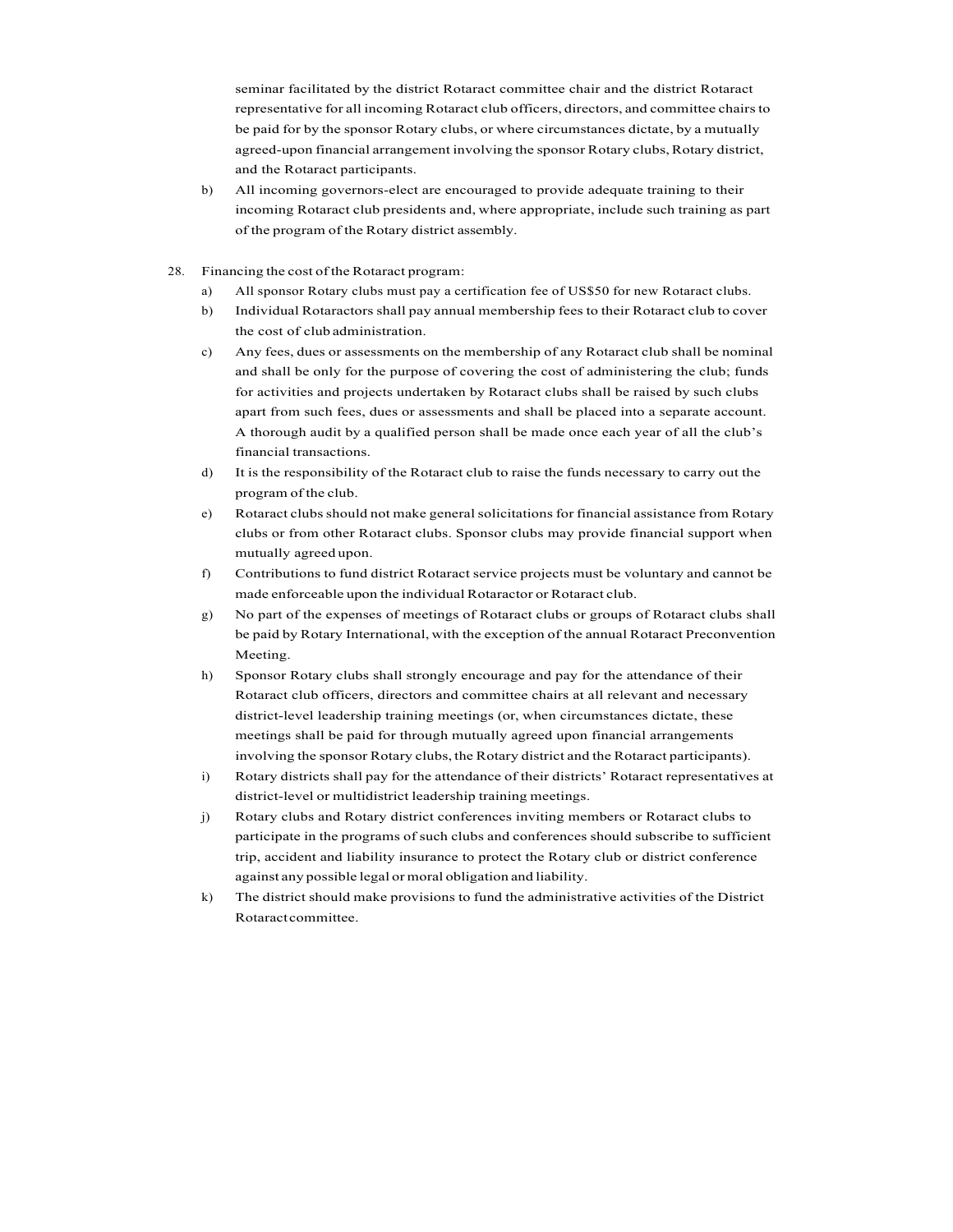seminar facilitated by the district Rotaract committee chair and the district Rotaract representative for all incoming Rotaract club officers, directors, and committee chairs to be paid for by the sponsor Rotary clubs, or where circumstances dictate, by a mutually agreed-upon financial arrangement involving the sponsor Rotary clubs, Rotary district, and the Rotaract participants.

b) All incoming governors-elect are encouraged to provide adequate training to their incoming Rotaract club presidents and, where appropriate, include such training as part of the program of the Rotary district assembly.

28. Financing the cost of the Rotaract program:

a) All sponsor Rotary clubs must pay a certification fee of US$50 for new Rotaract clubs.

b) Individual Rotaractors shall pay annual membership fees to their Rotaract club to cover the cost of club administration.

c) Any fees, dues or assessments on the membership of any Rotaract club shall be nominal and shall be only for the purpose of covering the cost of administering the club; funds for activities and projects undertaken by Rotaract clubs shall be raised by such clubs apart from such fees, dues or assessments and shall be placed into a separate account. A thorough audit by a qualified person shall be made once each year of all the club's financial transactions.

d) It is the responsibility of the Rotaract club to raise the funds necessary to carry out the program of the club.

e) Rotaract clubs should not make general solicitations for financial assistance from Rotary clubs or from other Rotaract clubs. Sponsor clubs may provide financial support when mutually agreed upon.

f) Contributions to fund district Rotaract service projects must be voluntary and cannot be made enforceable upon the individual Rotaractor or Rotaract club.

g) No part of the expenses of meetings of Rotaract clubs or groups of Rotaract clubs shall be paid by Rotary International, with the exception of the annual Rotaract Preconvention Meeting.

h) Sponsor Rotary clubs shall strongly encourage and pay for the attendance of their Rotaract club officers, directors and committee chairs at all relevant and necessary district-level leadership training meetings (or, when circumstances dictate, these meetings shall be paid for through mutually agreed upon financial arrangements involving the sponsor Rotary clubs, the Rotary district and the Rotaract participants).

i) Rotary districts shall pay for the attendance of their districts' Rotaract representatives at district-level or multidistrict leadership training meetings.

j) Rotary clubs and Rotary district conferences inviting members or Rotaract clubs to participate in the programs of such clubs and conferences should subscribe to sufficient trip, accident and liability insurance to protect the Rotary club or district conference against any possible legal or moral obligation and liability.

k) The district should make provisions to fund the administrative activities of the District Rotaract committee.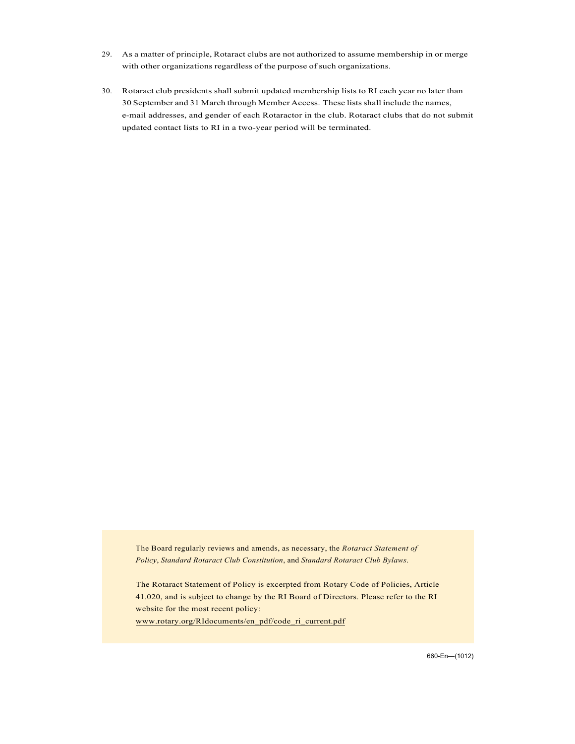29. As a matter of principle, Rotaract clubs are not authorized to assume membership in or merge with other organizations regardless of the purpose of such organizations.

30. Rotaract club presidents shall submit updated membership lists to RI each year no later than 30 September and 31 March through Member Access. These lists shall include the names, e-mail addresses, and gender of each Rotaractor in the club. Rotaract clubs that do not submit updated contact lists to RI in a two-year period will be terminated.

The Board regularly reviews and amends, as necessary, the *Rotaract Statement of Policy*, *Standard Rotaract Club Constitution*, and *Standard Rotaract Club Bylaws*.

The Rotaract Statement of Policy is excerpted from Rotary Code of Policies, Article 41.020, and is subject to change by the RI Board of Directors. Please refer to the RI website for the most recent policy:
www.rotary.org/RIdocuments/en_pdf/code_ri_current.pdf

660-En—(1012)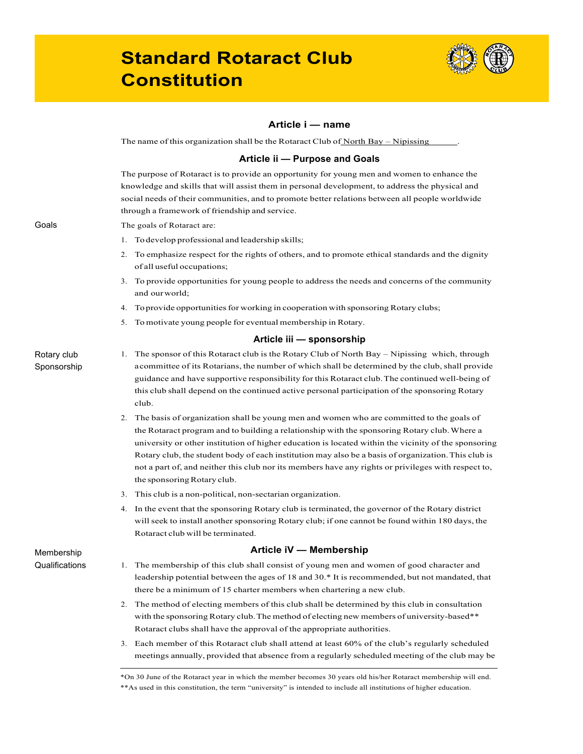# Standard Rotaract Club Constitution

## Article i — name

The name of this organization shall be the Rotaract Club of North Bay – Nipissing.

## Article ii — Purpose and Goals

The purpose of Rotaract is to provide an opportunity for young men and women to enhance the knowledge and skills that will assist them in personal development, to address the physical and social needs of their communities, and to promote better relations between all people worldwide through a framework of friendship and service.

Goals

The goals of Rotaract are:

1. To develop professional and leadership skills;
2. To emphasize respect for the rights of others, and to promote ethical standards and the dignity of all useful occupations;
3. To provide opportunities for young people to address the needs and concerns of the community and our world;
4. To provide opportunities for working in cooperation with sponsoring Rotary clubs;
5. To motivate young people for eventual membership in Rotary.

## Article iii — sponsorship

Rotary club Sponsorship

1. The sponsor of this Rotaract club is the Rotary Club of North Bay – Nipissing which, through a committee of its Rotarians, the number of which shall be determined by the club, shall provide guidance and have supportive responsibility for this Rotaract club. The continued well-being of this club shall depend on the continued active personal participation of the sponsoring Rotary club.
2. The basis of organization shall be young men and women who are committed to the goals of the Rotaract program and to building a relationship with the sponsoring Rotary club. Where a university or other institution of higher education is located within the vicinity of the sponsoring Rotary club, the student body of each institution may also be a basis of organization. This club is not a part of, and neither this club nor its members have any rights or privileges with respect to, the sponsoring Rotary club.
3. This club is a non-political, non-sectarian organization.
4. In the event that the sponsoring Rotary club is terminated, the governor of the Rotary district will seek to install another sponsoring Rotary club; if one cannot be found within 180 days, the Rotaract club will be terminated.

## Article iV — Membership

Membership Qualifications

1. The membership of this club shall consist of young men and women of good character and leadership potential between the ages of 18 and 30.* It is recommended, but not mandated, that there be a minimum of 15 charter members when chartering a new club.
2. The method of electing members of this club shall be determined by this club in consultation with the sponsoring Rotary club. The method of electing new members of university-based** Rotaract clubs shall have the approval of the appropriate authorities.
3. Each member of this Rotaract club shall attend at least 60% of the club's regularly scheduled meetings annually, provided that absence from a regularly scheduled meeting of the club may be

*On 30 June of the Rotaract year in which the member becomes 30 years old his/her Rotaract membership will end.
**As used in this constitution, the term "university" is intended to include all institutions of higher education.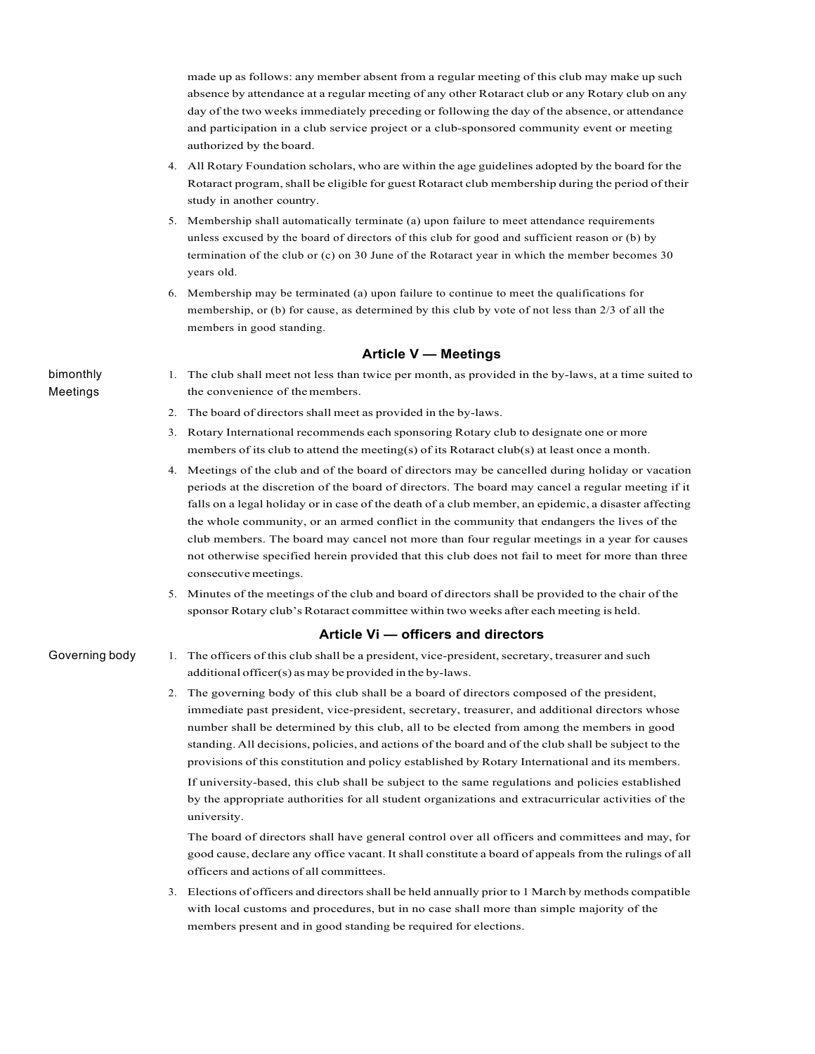made up as follows: any member absent from a regular meeting of this club may make up such absence by attendance at a regular meeting of any other Rotaract club or any Rotary club on any day of the two weeks immediately preceding or following the day of the absence, or attendance and participation in a club service project or a club-sponsored community event or meeting authorized by the board.

4. All Rotary Foundation scholars, who are within the age guidelines adopted by the board for the Rotaract program, shall be eligible for guest Rotaract club membership during the period of their study in another country.
5. Membership shall automatically terminate (a) upon failure to meet attendance requirements unless excused by the board of directors of this club for good and sufficient reason or (b) by termination of the club or (c) on 30 June of the Rotaract year in which the member becomes 30 years old.
6. Membership may be terminated (a) upon failure to continue to meet the qualifications for membership, or (b) for cause, as determined by this club by vote of not less than 2/3 of all the members in good standing.

## Article V — Meetings

bimonthly Meetings

1. The club shall meet not less than twice per month, as provided in the by-laws, at a time suited to the convenience of the members.
2. The board of directors shall meet as provided in the by-laws.
3. Rotary International recommends each sponsoring Rotary club to designate one or more members of its club to attend the meeting(s) of its Rotaract club(s) at least once a month.
4. Meetings of the club and of the board of directors may be cancelled during holiday or vacation periods at the discretion of the board of directors. The board may cancel a regular meeting if it falls on a legal holiday or in case of the death of a club member, an epidemic, a disaster affecting the whole community, or an armed conflict in the community that endangers the lives of the club members. The board may cancel not more than four regular meetings in a year for causes not otherwise specified herein provided that this club does not fail to meet for more than three consecutive meetings.
5. Minutes of the meetings of the club and board of directors shall be provided to the chair of the sponsor Rotary club's Rotaract committee within two weeks after each meeting is held.

## Article Vi — officers and directors

Governing body

1. The officers of this club shall be a president, vice-president, secretary, treasurer and such additional officer(s) as may be provided in the by-laws.
2. The governing body of this club shall be a board of directors composed of the president, immediate past president, vice-president, secretary, treasurer, and additional directors whose number shall be determined by this club, all to be elected from among the members in good standing. All decisions, policies, and actions of the board and of the club shall be subject to the provisions of this constitution and policy established by Rotary International and its members.

   If university-based, this club shall be subject to the same regulations and policies established by the appropriate authorities for all student organizations and extracurricular activities of the university.

   The board of directors shall have general control over all officers and committees and may, for good cause, declare any office vacant. It shall constitute a board of appeals from the rulings of all officers and actions of all committees.
3. Elections of officers and directors shall be held annually prior to 1 March by methods compatible with local customs and procedures, but in no case shall more than simple majority of the members present and in good standing be required for elections.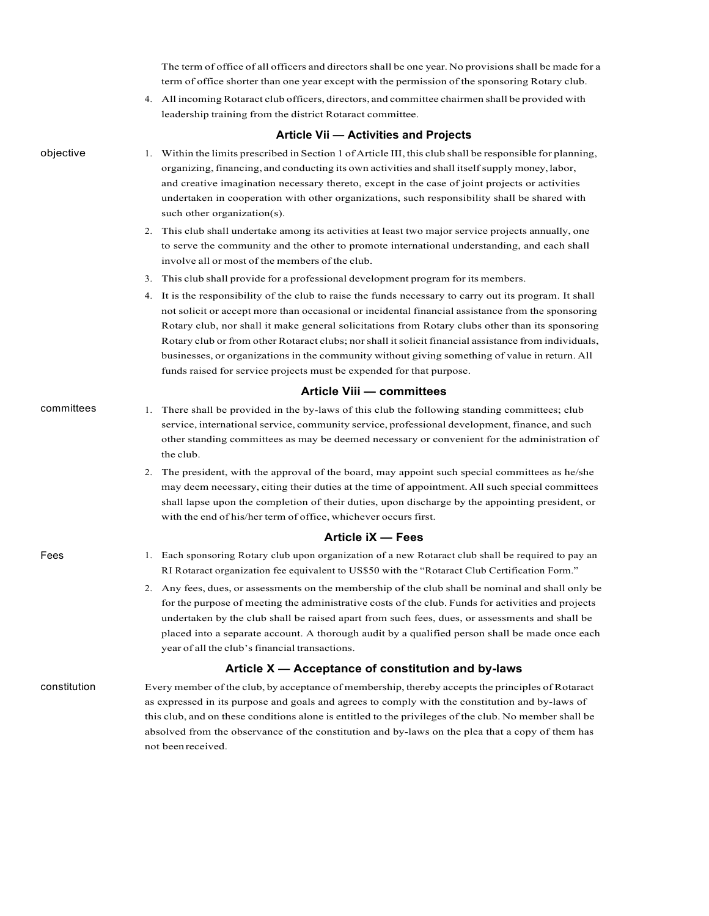The term of office of all officers and directors shall be one year. No provisions shall be made for a term of office shorter than one year except with the permission of the sponsoring Rotary club.

4. All incoming Rotaract club officers, directors, and committee chairmen shall be provided with leadership training from the district Rotaract committee.

## Article Vii — Activities and Projects

objective

1. Within the limits prescribed in Section 1 of Article III, this club shall be responsible for planning, organizing, financing, and conducting its own activities and shall itself supply money, labor, and creative imagination necessary thereto, except in the case of joint projects or activities undertaken in cooperation with other organizations, such responsibility shall be shared with such other organization(s).
2. This club shall undertake among its activities at least two major service projects annually, one to serve the community and the other to promote international understanding, and each shall involve all or most of the members of the club.
3. This club shall provide for a professional development program for its members.
4. It is the responsibility of the club to raise the funds necessary to carry out its program. It shall not solicit or accept more than occasional or incidental financial assistance from the sponsoring Rotary club, nor shall it make general solicitations from Rotary clubs other than its sponsoring Rotary club or from other Rotaract clubs; nor shall it solicit financial assistance from individuals, businesses, or organizations in the community without giving something of value in return. All funds raised for service projects must be expended for that purpose.

## Article Viii — committees

committees

1. There shall be provided in the by-laws of this club the following standing committees; club service, international service, community service, professional development, finance, and such other standing committees as may be deemed necessary or convenient for the administration of the club.
2. The president, with the approval of the board, may appoint such special committees as he/she may deem necessary, citing their duties at the time of appointment. All such special committees shall lapse upon the completion of their duties, upon discharge by the appointing president, or with the end of his/her term of office, whichever occurs first.

## Article iX — Fees

Fees

1. Each sponsoring Rotary club upon organization of a new Rotaract club shall be required to pay an RI Rotaract organization fee equivalent to US$50 with the "Rotaract Club Certification Form."
2. Any fees, dues, or assessments on the membership of the club shall be nominal and shall only be for the purpose of meeting the administrative costs of the club. Funds for activities and projects undertaken by the club shall be raised apart from such fees, dues, or assessments and shall be placed into a separate account. A thorough audit by a qualified person shall be made once each year of all the club's financial transactions.

## Article X — Acceptance of constitution and by-laws

constitution

Every member of the club, by acceptance of membership, thereby accepts the principles of Rotaract as expressed in its purpose and goals and agrees to comply with the constitution and by-laws of this club, and on these conditions alone is entitled to the privileges of the club. No member shall be absolved from the observance of the constitution and by-laws on the plea that a copy of them has not been received.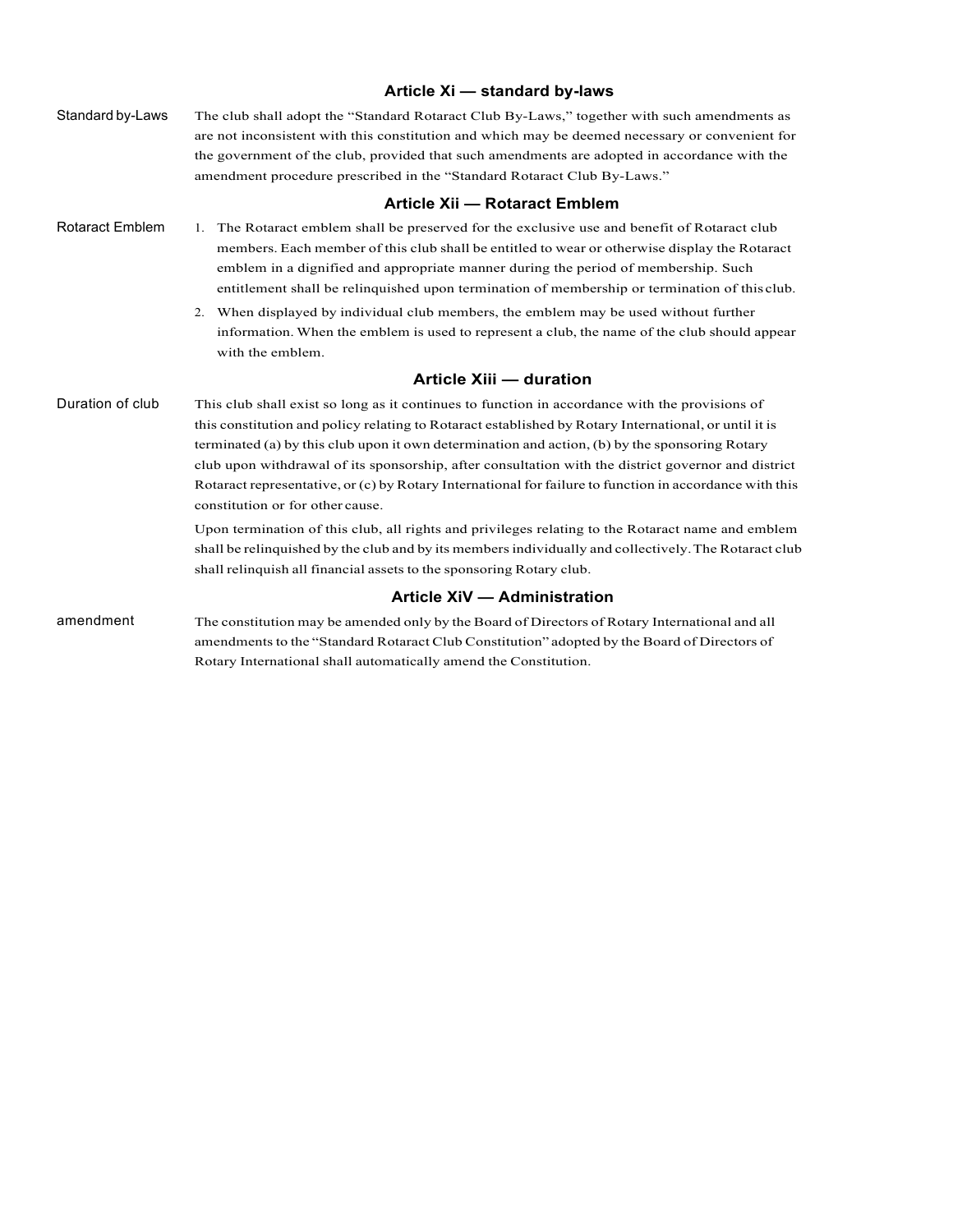## Article Xi — standard by-laws

**Standard by-Laws**

The club shall adopt the "Standard Rotaract Club By-Laws," together with such amendments as are not inconsistent with this constitution and which may be deemed necessary or convenient for the government of the club, provided that such amendments are adopted in accordance with the amendment procedure prescribed in the "Standard Rotaract Club By-Laws."

## Article Xii — Rotaract Emblem

**Rotaract Emblem**

1. The Rotaract emblem shall be preserved for the exclusive use and benefit of Rotaract club members. Each member of this club shall be entitled to wear or otherwise display the Rotaract emblem in a dignified and appropriate manner during the period of membership. Such entitlement shall be relinquished upon termination of membership or termination of this club.
2. When displayed by individual club members, the emblem may be used without further information. When the emblem is used to represent a club, the name of the club should appear with the emblem.

## Article Xiii — duration

**Duration of club**

This club shall exist so long as it continues to function in accordance with the provisions of this constitution and policy relating to Rotaract established by Rotary International, or until it is terminated (a) by this club upon it own determination and action, (b) by the sponsoring Rotary club upon withdrawal of its sponsorship, after consultation with the district governor and district Rotaract representative, or (c) by Rotary International for failure to function in accordance with this constitution or for other cause.

Upon termination of this club, all rights and privileges relating to the Rotaract name and emblem shall be relinquished by the club and by its members individually and collectively. The Rotaract club shall relinquish all financial assets to the sponsoring Rotary club.

## Article XiV — Administration

**amendment**

The constitution may be amended only by the Board of Directors of Rotary International and all amendments to the "Standard Rotaract Club Constitution" adopted by the Board of Directors of Rotary International shall automatically amend the Constitution.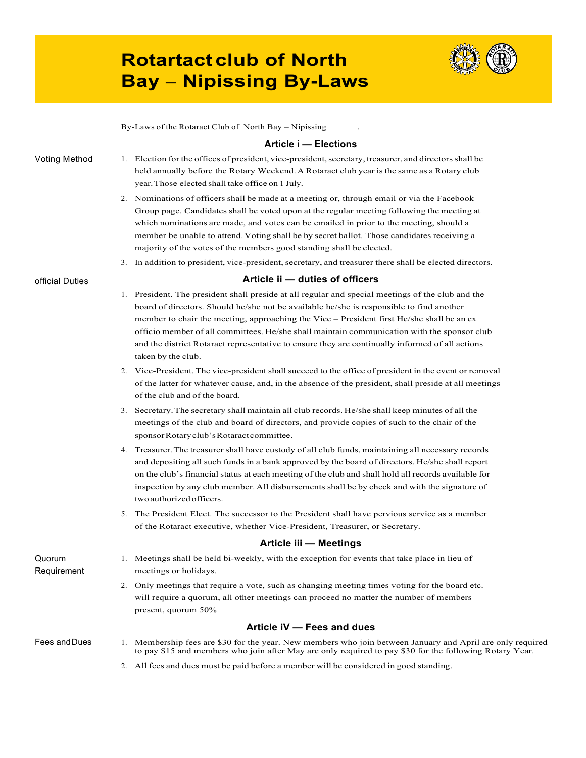# Rotartact club of North Bay – Nipissing By-Laws

By-Laws of the Rotaract Club of North Bay – Nipissing .

## Article i — Elections

Voting Method

1. Election for the offices of president, vice-president, secretary, treasurer, and directors shall be held annually before the Rotary Weekend. A Rotaract club year is the same as a Rotary club year. Those elected shall take office on 1 July.
2. Nominations of officers shall be made at a meeting or, through email or via the Facebook Group page. Candidates shall be voted upon at the regular meeting following the meeting at which nominations are made, and votes can be emailed in prior to the meeting, should a member be unable to attend. Voting shall be by secret ballot. Those candidates receiving a majority of the votes of the members good standing shall be elected.
3. In addition to president, vice-president, secretary, and treasurer there shall be elected directors.

official Duties

## Article ii — duties of officers

1. President. The president shall preside at all regular and special meetings of the club and the board of directors. Should he/she not be available he/she is responsible to find another member to chair the meeting, approaching the Vice – President first He/she shall be an ex officio member of all committees. He/she shall maintain communication with the sponsor club and the district Rotaract representative to ensure they are continually informed of all actions taken by the club.
2. Vice-President. The vice-president shall succeed to the office of president in the event or removal of the latter for whatever cause, and, in the absence of the president, shall preside at all meetings of the club and of the board.
3. Secretary. The secretary shall maintain all club records. He/she shall keep minutes of all the meetings of the club and board of directors, and provide copies of such to the chair of the sponsor Rotary club's Rotaract committee.
4. Treasurer. The treasurer shall have custody of all club funds, maintaining all necessary records and depositing all such funds in a bank approved by the board of directors. He/she shall report on the club's financial status at each meeting of the club and shall hold all records available for inspection by any club member. All disbursements shall be by check and with the signature of two authorized officers.
5. The President Elect. The successor to the President shall have pervious service as a member of the Rotaract executive, whether Vice-President, Treasurer, or Secretary.

## Article iii — Meetings

Quorum Requirement

1. Meetings shall be held bi-weekly, with the exception for events that take place in lieu of meetings or holidays.
2. Only meetings that require a vote, such as changing meeting times voting for the board etc. will require a quorum, all other meetings can proceed no matter the number of members present, quorum 50%

## Article iV — Fees and dues

Fees and Dues

1. Membership fees are $30 for the year. New members who join between January and April are only required to pay $15 and members who join after May are only required to pay $30 for the following Rotary Year.
2. All fees and dues must be paid before a member will be considered in good standing.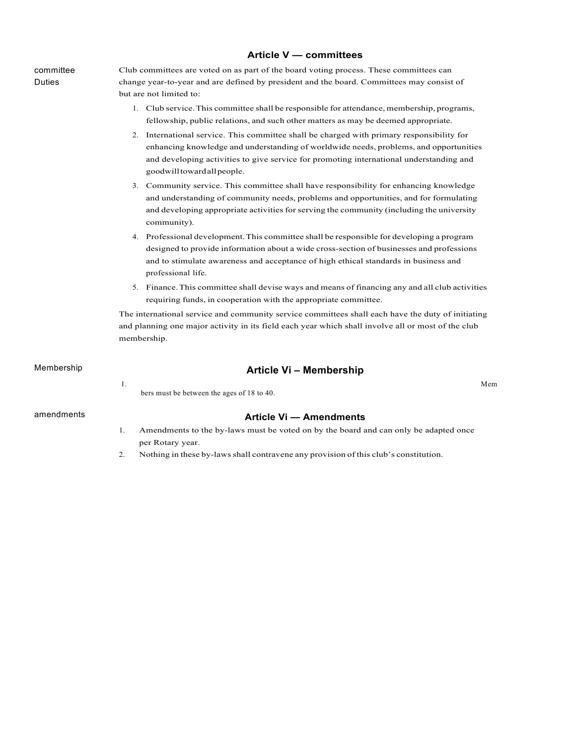## Article V — committees

committee Duties

Club committees are voted on as part of the board voting process. These committees can change year-to-year and are defined by president and the board. Committees may consist of but are not limited to:

1. Club service. This committee shall be responsible for attendance, membership, programs, fellowship, public relations, and such other matters as may be deemed appropriate.
2. International service. This committee shall be charged with primary responsibility for enhancing knowledge and understanding of worldwide needs, problems, and opportunities and developing activities to give service for promoting international understanding and goodwill toward all people.
3. Community service. This committee shall have responsibility for enhancing knowledge and understanding of community needs, problems and opportunities, and for formulating and developing appropriate activities for serving the community (including the university community).
4. Professional development. This committee shall be responsible for developing a program designed to provide information about a wide cross-section of businesses and professions and to stimulate awareness and acceptance of high ethical standards in business and professional life.
5. Finance. This committee shall devise ways and means of financing any and all club activities requiring funds, in cooperation with the appropriate committee.

The international service and community service committees shall each have the duty of initiating and planning one major activity in its field each year which shall involve all or most of the club membership.

Membership

## Article Vi – Membership

1. Members must be between the ages of 18 to 40.

amendments

## Article Vi — Amendments

1. Amendments to the by-laws must be voted on by the board and can only be adapted once per Rotary year.
2. Nothing in these by-laws shall contravene any provision of this club's constitution.